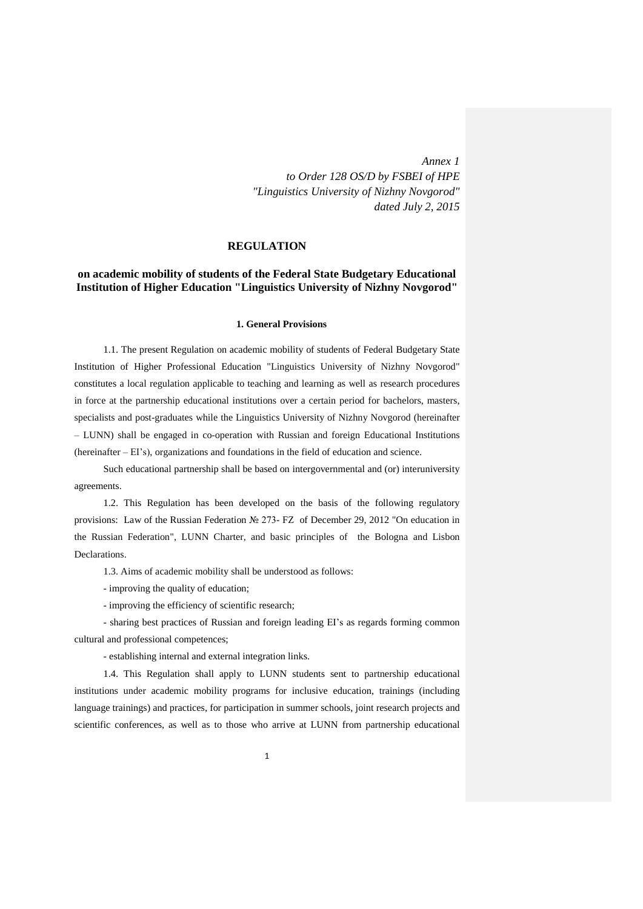*Annex 1*
*to Order 128 OS/D by FSBEI of HPE*
*"Linguistics University of Nizhny Novgorod"*
*dated July 2, 2015*

# REGULATION

## on academic mobility of students of the Federal State Budgetary Educational Institution of Higher Education "Linguistics University of Nizhny Novgorod"

### 1. General Provisions

1.1. The present Regulation on academic mobility of students of Federal Budgetary State Institution of Higher Professional Education "Linguistics University of Nizhny Novgorod" constitutes a local regulation applicable to teaching and learning as well as research procedures in force at the partnership educational institutions over a certain period for bachelors, masters, specialists and post-graduates while the Linguistics University of Nizhny Novgorod (hereinafter – LUNN) shall be engaged in co-operation with Russian and foreign Educational Institutions (hereinafter – EI's), organizations and foundations in the field of education and science.

Such educational partnership shall be based on intergovernmental and (or) interuniversity agreements.

1.2. This Regulation has been developed on the basis of the following regulatory provisions: Law of the Russian Federation № 273- FZ of December 29, 2012 "On education in the Russian Federation", LUNN Charter, and basic principles of the Bologna and Lisbon Declarations.

1.3. Aims of academic mobility shall be understood as follows:

- improving the quality of education;
- improving the efficiency of scientific research;
- sharing best practices of Russian and foreign leading EI's as regards forming common cultural and professional competences;
- establishing internal and external integration links.

1.4. This Regulation shall apply to LUNN students sent to partnership educational institutions under academic mobility programs for inclusive education, trainings (including language trainings) and practices, for participation in summer schools, joint research projects and scientific conferences, as well as to those who arrive at LUNN from partnership educational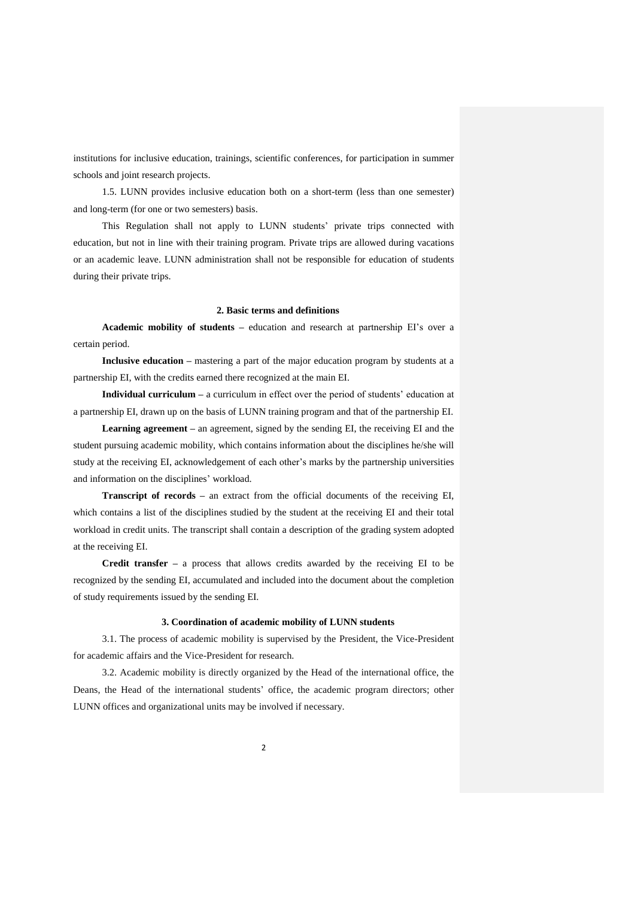institutions for inclusive education, trainings, scientific conferences, for participation in summer schools and joint research projects.

1.5. LUNN provides inclusive education both on a short-term (less than one semester) and long-term (for one or two semesters) basis.

This Regulation shall not apply to LUNN students' private trips connected with education, but not in line with their training program. Private trips are allowed during vacations or an academic leave. LUNN administration shall not be responsible for education of students during their private trips.

## 2. Basic terms and definitions

**Academic mobility of students** – education and research at partnership EI's over a certain period.

**Inclusive education** – mastering a part of the major education program by students at a partnership EI, with the credits earned there recognized at the main EI.

**Individual curriculum** – a curriculum in effect over the period of students' education at a partnership EI, drawn up on the basis of LUNN training program and that of the partnership EI.

**Learning agreement** – an agreement, signed by the sending EI, the receiving EI and the student pursuing academic mobility, which contains information about the disciplines he/she will study at the receiving EI, acknowledgement of each other's marks by the partnership universities and information on the disciplines' workload.

**Transcript of records** – an extract from the official documents of the receiving EI, which contains a list of the disciplines studied by the student at the receiving EI and their total workload in credit units. The transcript shall contain a description of the grading system adopted at the receiving EI.

**Credit transfer** – a process that allows credits awarded by the receiving EI to be recognized by the sending EI, accumulated and included into the document about the completion of study requirements issued by the sending EI.

## 3. Coordination of academic mobility of LUNN students

3.1. The process of academic mobility is supervised by the President, the Vice-President for academic affairs and the Vice-President for research.

3.2. Academic mobility is directly organized by the Head of the international office, the Deans, the Head of the international students' office, the academic program directors; other LUNN offices and organizational units may be involved if necessary.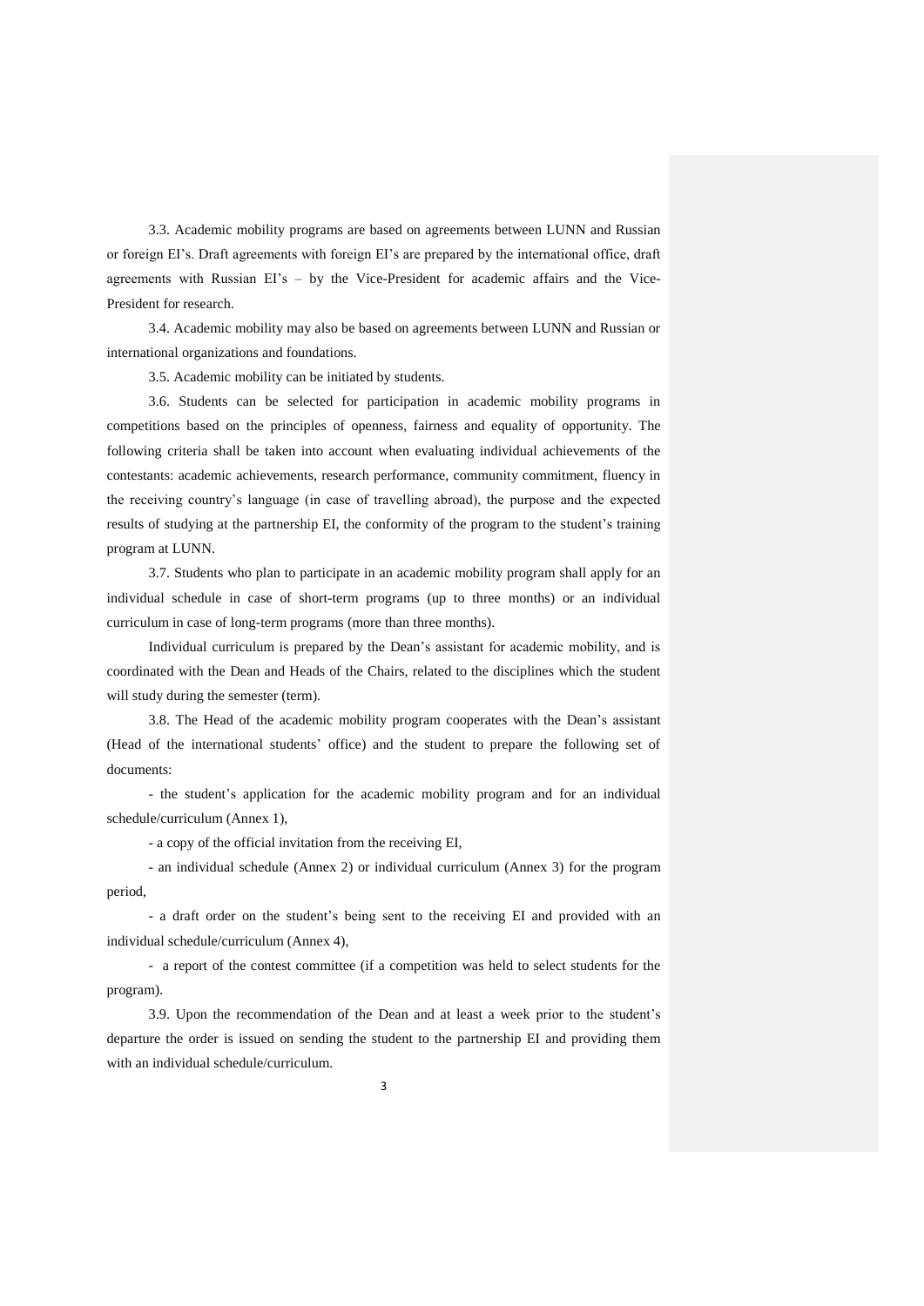3.3. Academic mobility programs are based on agreements between LUNN and Russian or foreign EI's. Draft agreements with foreign EI's are prepared by the international office, draft agreements with Russian EI's – by the Vice-President for academic affairs and the Vice-President for research.

3.4. Academic mobility may also be based on agreements between LUNN and Russian or international organizations and foundations.

3.5. Academic mobility can be initiated by students.

3.6. Students can be selected for participation in academic mobility programs in competitions based on the principles of openness, fairness and equality of opportunity. The following criteria shall be taken into account when evaluating individual achievements of the contestants: academic achievements, research performance, community commitment, fluency in the receiving country's language (in case of travelling abroad), the purpose and the expected results of studying at the partnership EI, the conformity of the program to the student's training program at LUNN.

3.7. Students who plan to participate in an academic mobility program shall apply for an individual schedule in case of short-term programs (up to three months) or an individual curriculum in case of long-term programs (more than three months).

Individual curriculum is prepared by the Dean's assistant for academic mobility, and is coordinated with the Dean and Heads of the Chairs, related to the disciplines which the student will study during the semester (term).

3.8. The Head of the academic mobility program cooperates with the Dean's assistant (Head of the international students' office) and the student to prepare the following set of documents:

- the student's application for the academic mobility program and for an individual schedule/curriculum (Annex 1),
- a copy of the official invitation from the receiving EI,
- an individual schedule (Annex 2) or individual curriculum (Annex 3) for the program period,
- a draft order on the student's being sent to the receiving EI and provided with an individual schedule/curriculum (Annex 4),
- a report of the contest committee (if a competition was held to select students for the program).

3.9. Upon the recommendation of the Dean and at least a week prior to the student's departure the order is issued on sending the student to the partnership EI and providing them with an individual schedule/curriculum.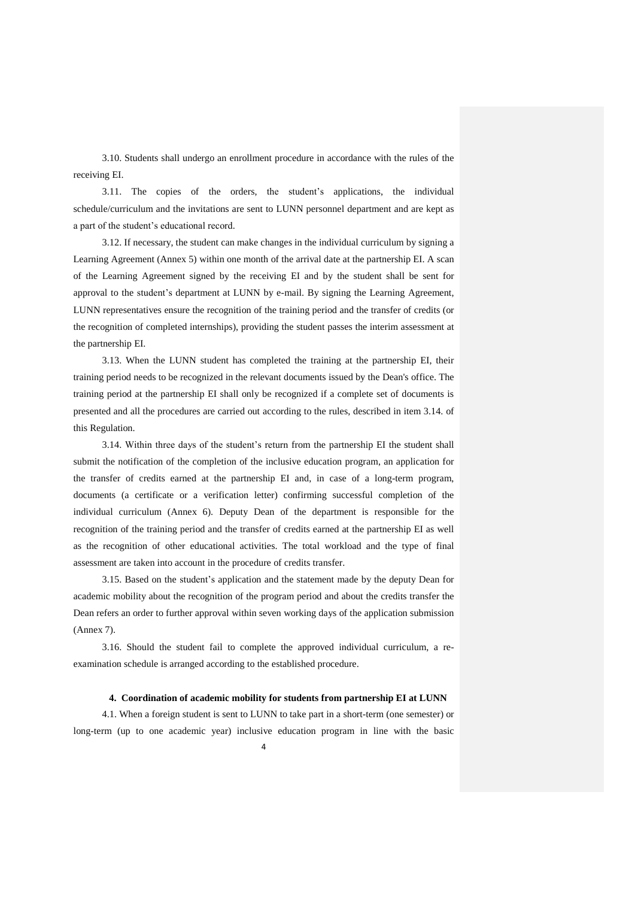3.10. Students shall undergo an enrollment procedure in accordance with the rules of the receiving EI.

3.11. The copies of the orders, the student's applications, the individual schedule/curriculum and the invitations are sent to LUNN personnel department and are kept as a part of the student's educational record.

3.12. If necessary, the student can make changes in the individual curriculum by signing a Learning Agreement (Annex 5) within one month of the arrival date at the partnership EI. A scan of the Learning Agreement signed by the receiving EI and by the student shall be sent for approval to the student's department at LUNN by e-mail. By signing the Learning Agreement, LUNN representatives ensure the recognition of the training period and the transfer of credits (or the recognition of completed internships), providing the student passes the interim assessment at the partnership EI.

3.13. When the LUNN student has completed the training at the partnership EI, their training period needs to be recognized in the relevant documents issued by the Dean's office. The training period at the partnership EI shall only be recognized if a complete set of documents is presented and all the procedures are carried out according to the rules, described in item 3.14. of this Regulation.

3.14. Within three days of the student's return from the partnership EI the student shall submit the notification of the completion of the inclusive education program, an application for the transfer of credits earned at the partnership EI and, in case of a long-term program, documents (a certificate or a verification letter) confirming successful completion of the individual curriculum (Annex 6). Deputy Dean of the department is responsible for the recognition of the training period and the transfer of credits earned at the partnership EI as well as the recognition of other educational activities. The total workload and the type of final assessment are taken into account in the procedure of credits transfer.

3.15. Based on the student's application and the statement made by the deputy Dean for academic mobility about the recognition of the program period and about the credits transfer the Dean refers an order to further approval within seven working days of the application submission (Annex 7).

3.16. Should the student fail to complete the approved individual curriculum, a re-examination schedule is arranged according to the established procedure.

## 4. Coordination of academic mobility for students from partnership EI at LUNN

4.1. When a foreign student is sent to LUNN to take part in a short-term (one semester) or long-term (up to one academic year) inclusive education program in line with the basic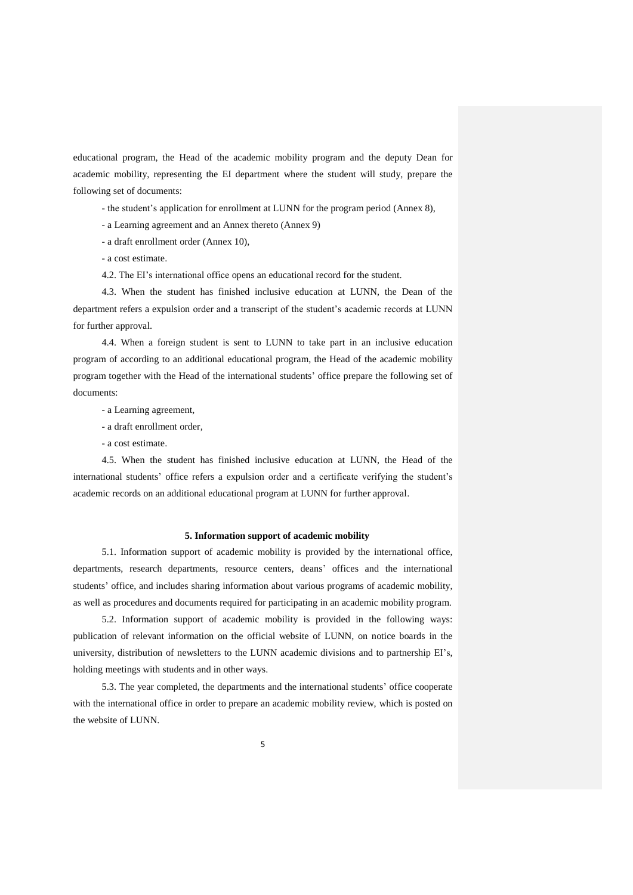educational program, the Head of the academic mobility program and the deputy Dean for academic mobility, representing the EI department where the student will study, prepare the following set of documents:

- the student's application for enrollment at LUNN for the program period (Annex 8),

- a Learning agreement and an Annex thereto (Annex 9)

- a draft enrollment order (Annex 10),

- a cost estimate.

4.2. The EI's international office opens an educational record for the student.

4.3. When the student has finished inclusive education at LUNN, the Dean of the department refers a expulsion order and a transcript of the student's academic records at LUNN for further approval.

4.4. When a foreign student is sent to LUNN to take part in an inclusive education program of according to an additional educational program, the Head of the academic mobility program together with the Head of the international students' office prepare the following set of documents:

- a Learning agreement,

- a draft enrollment order,

- a cost estimate.

4.5. When the student has finished inclusive education at LUNN, the Head of the international students' office refers a expulsion order and a certificate verifying the student's academic records on an additional educational program at LUNN for further approval.

### 5. Information support of academic mobility

5.1. Information support of academic mobility is provided by the international office, departments, research departments, resource centers, deans' offices and the international students' office, and includes sharing information about various programs of academic mobility, as well as procedures and documents required for participating in an academic mobility program.

5.2. Information support of academic mobility is provided in the following ways: publication of relevant information on the official website of LUNN, on notice boards in the university, distribution of newsletters to the LUNN academic divisions and to partnership EI's, holding meetings with students and in other ways.

5.3. The year completed, the departments and the international students' office cooperate with the international office in order to prepare an academic mobility review, which is posted on the website of LUNN.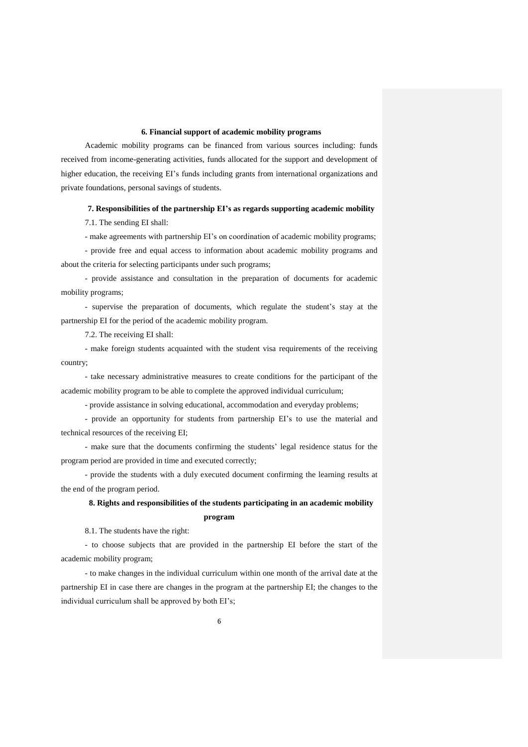## 6. Financial support of academic mobility programs

Academic mobility programs can be financed from various sources including: funds received from income-generating activities, funds allocated for the support and development of higher education, the receiving EI's funds including grants from international organizations and private foundations, personal savings of students.

## 7. Responsibilities of the partnership EI's as regards supporting academic mobility

7.1. The sending EI shall:

- make agreements with partnership EI's on coordination of academic mobility programs;
- provide free and equal access to information about academic mobility programs and about the criteria for selecting participants under such programs;
- provide assistance and consultation in the preparation of documents for academic mobility programs;
- supervise the preparation of documents, which regulate the student's stay at the partnership EI for the period of the academic mobility program.

7.2. The receiving EI shall:

- make foreign students acquainted with the student visa requirements of the receiving country;
- take necessary administrative measures to create conditions for the participant of the academic mobility program to be able to complete the approved individual curriculum;
- provide assistance in solving educational, accommodation and everyday problems;
- provide an opportunity for students from partnership EI's to use the material and technical resources of the receiving EI;
- make sure that the documents confirming the students' legal residence status for the program period are provided in time and executed correctly;
- provide the students with a duly executed document confirming the learning results at the end of the program period.

## 8. Rights and responsibilities of the students participating in an academic mobility program

8.1. The students have the right:

- to choose subjects that are provided in the partnership EI before the start of the academic mobility program;
- to make changes in the individual curriculum within one month of the arrival date at the partnership EI in case there are changes in the program at the partnership EI; the changes to the individual curriculum shall be approved by both EI's;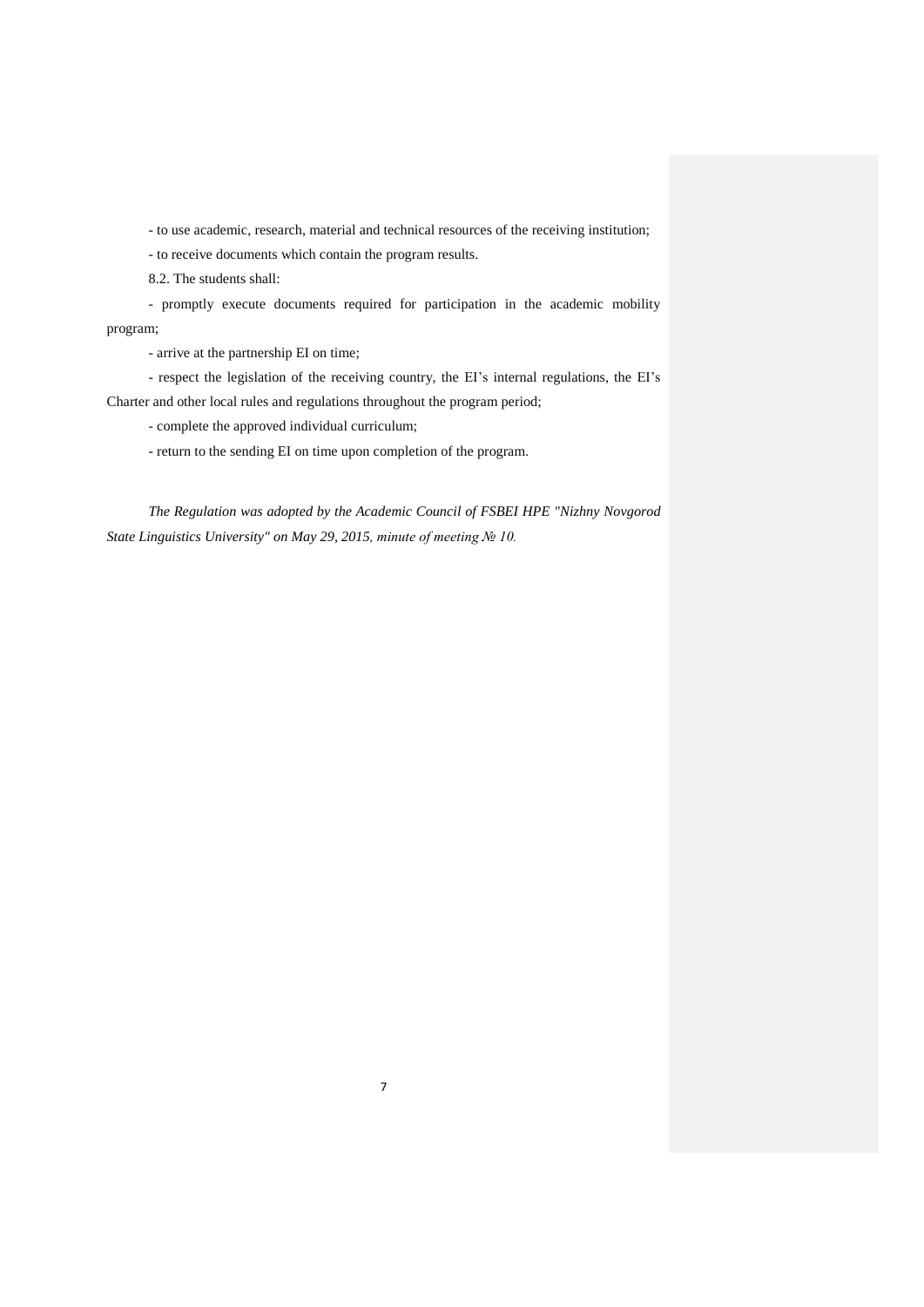- to use academic, research, material and technical resources of the receiving institution;

- to receive documents which contain the program results.

8.2. The students shall:

- promptly execute documents required for participation in the academic mobility program;

- arrive at the partnership EI on time;

- respect the legislation of the receiving country, the EI's internal regulations, the EI's Charter and other local rules and regulations throughout the program period;

- complete the approved individual curriculum;

- return to the sending EI on time upon completion of the program.

*The Regulation was adopted by the Academic Council of FSBEI HPE "Nizhny Novgorod State Linguistics University" on May 29, 2015, minute of meeting № 10.*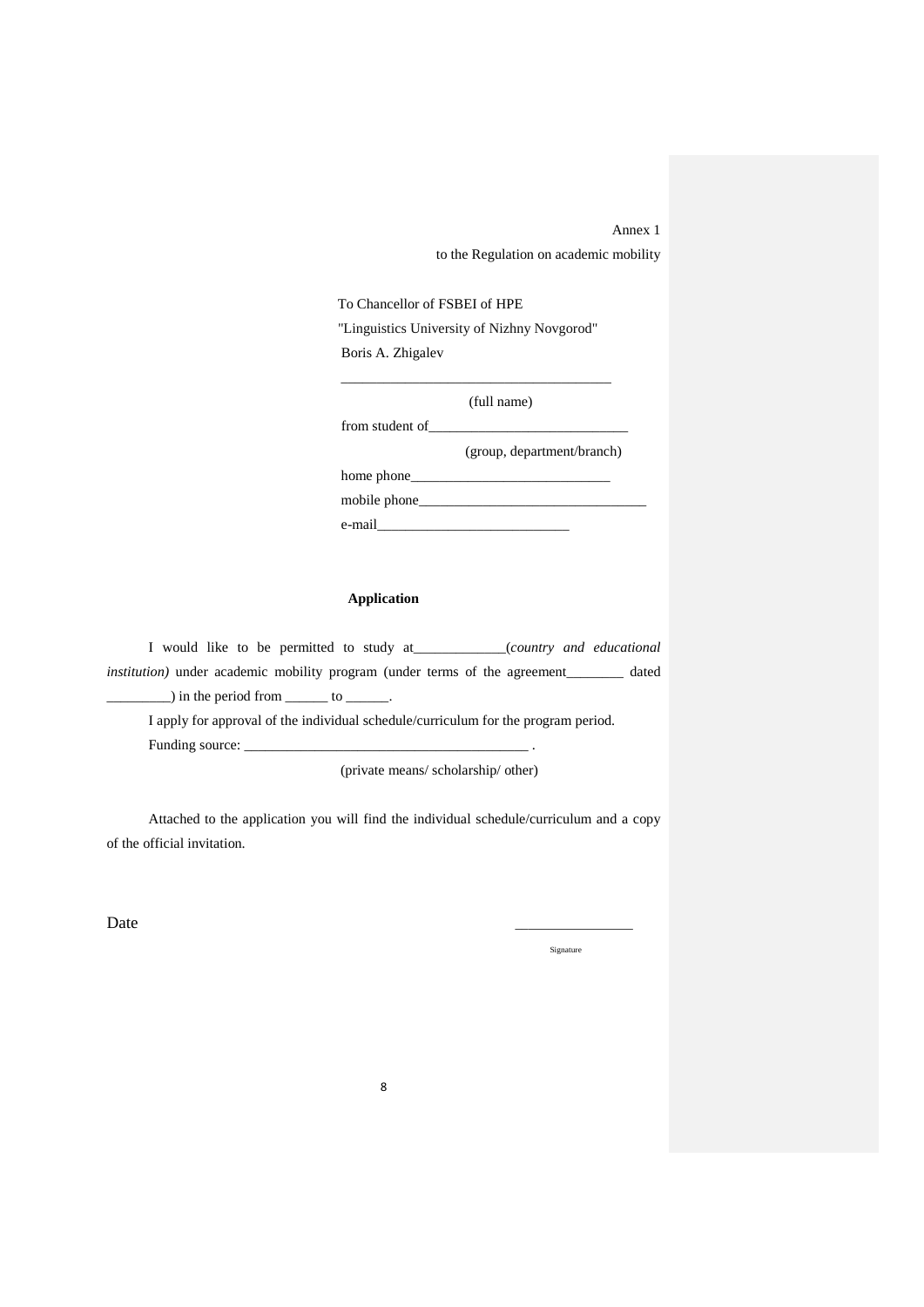Annex 1

to the Regulation on academic mobility

To Chancellor of FSBEI of HPE

"Linguistics University of Nizhny Novgorod"

Boris A. Zhigalev

_______________________________________

(full name)

from student of____________________________

(group, department/branch)

home phone____________________________

mobile phone________________________________

e-mail___________________________

**Application**

I would like to be permitted to study at_____________(*country and educational institution)* under academic mobility program (under terms of the agreement________ dated _________) in the period from ______ to ______.

I apply for approval of the individual schedule/curriculum for the program period.

Funding source: ________________________________________ .

(private means/ scholarship/ other)

Attached to the application you will find the individual schedule/curriculum and a copy of the official invitation.

Date ________________

Signature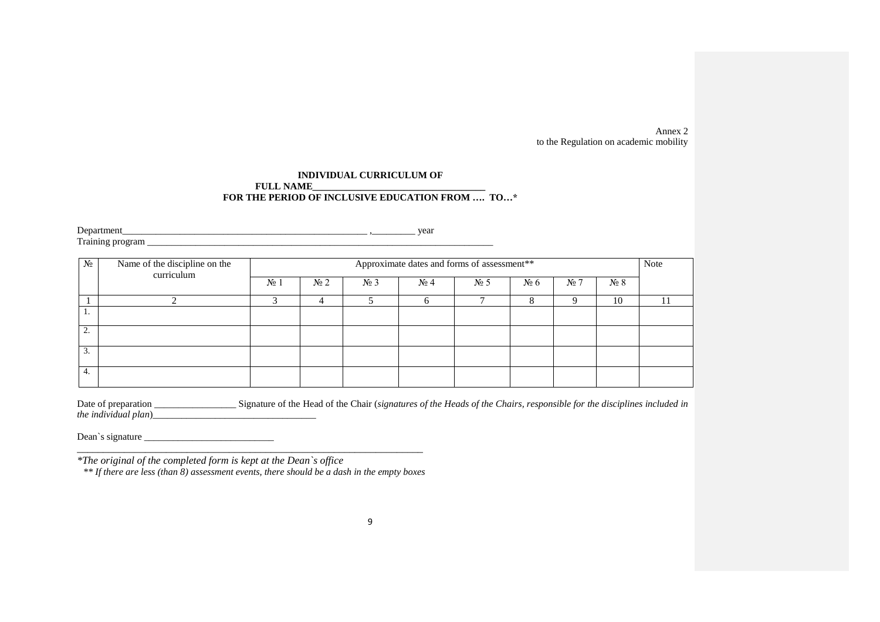Annex 2
to the Regulation on academic mobility

**INDIVIDUAL CURRICULUM OF**
**FULL NAME___________________________________**
**FOR THE PERIOD OF INCLUSIVE EDUCATION FROM …. TO…***

Department____________________________________________________ ,_________ year
Training program ___________________________________________________________________________

| № | Name of the discipline on the curriculum | Approximate dates and forms of assessment** | | | | | | | | Note |
|---|---|---|---|---|---|---|---|---|---|---|
| | | № 1 | № 2 | № 3 | № 4 | № 5 | № 6 | № 7 | № 8 | |
| 1 | 2 | 3 | 4 | 5 | 6 | 7 | 8 | 9 | 10 | 11 |
| 1. | | | | | | | | | | |
| 2. | | | | | | | | | | |
| 3. | | | | | | | | | | |
| 4. | | | | | | | | | | |

Date of preparation _________________ Signature of the Head of the Chair (*signatures of the Heads of the Chairs, responsible for the disciplines included in the individual plan*)__________________________________

Dean`s signature ___________________________

*\*The original of the completed form is kept at the Dean`s office*
*\*\* If there are less (than 8) assessment events, there should be a dash in the empty boxes*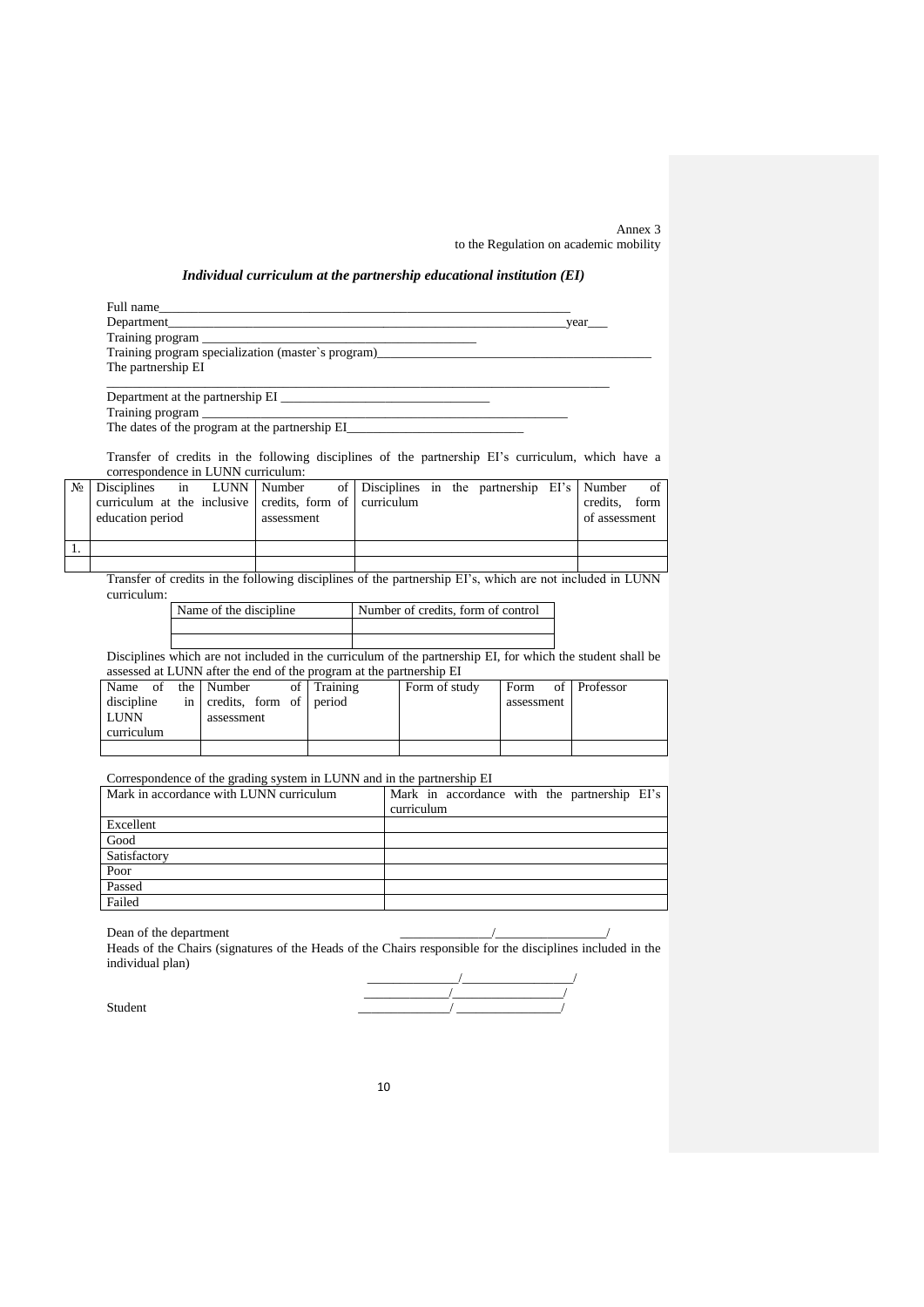Annex 3
to the Regulation on academic mobility

***Individual curriculum at the partnership educational institution (EI)***

Full name_______________________________________________________________
Department___________________________________________________________year___
Training program ___________________________________________
Training program specialization (master`s program)__________________________________________
The partnership EI
___________________________________________________________________________
Department at the partnership EI _______________________________
Training program ___________________________________________________
The dates of the program at the partnership EI___________________________

Transfer of credits in the following disciplines of the partnership EI's curriculum, which have a correspondence in LUNN curriculum:

| № | Disciplines in LUNN curriculum at the inclusive education period | Number of credits, form of assessment | Disciplines in the partnership EI's curriculum | Number of credits, form of assessment |
|---|---|---|---|---|
| 1. | | | | |
| | | | | |

Transfer of credits in the following disciplines of the partnership EI's, which are not included in LUNN curriculum:

| Name of the discipline | Number of credits, form of control |
|---|---|
| | |
| | |

Disciplines which are not included in the curriculum of the partnership EI, for which the student shall be assessed at LUNN after the end of the program at the partnership EI

| Name of the discipline in LUNN curriculum | Number of credits, form of assessment | Training period | Form of study | Form of assessment | Professor |
|---|---|---|---|---|---|
| | | | | | |

Correspondence of the grading system in LUNN and in the partnership EI

| Mark in accordance with LUNN curriculum | Mark in accordance with the partnership EI's curriculum |
|---|---|
| Excellent | |
| Good | |
| Satisfactory | |
| Poor | |
| Passed | |
| Failed | |

Dean of the department ______________/_________________/

Heads of the Chairs (signatures of the Heads of the Chairs responsible for the disciplines included in the individual plan)

______________/_________________/
_____________/_________________/

Student ______________/ ________________/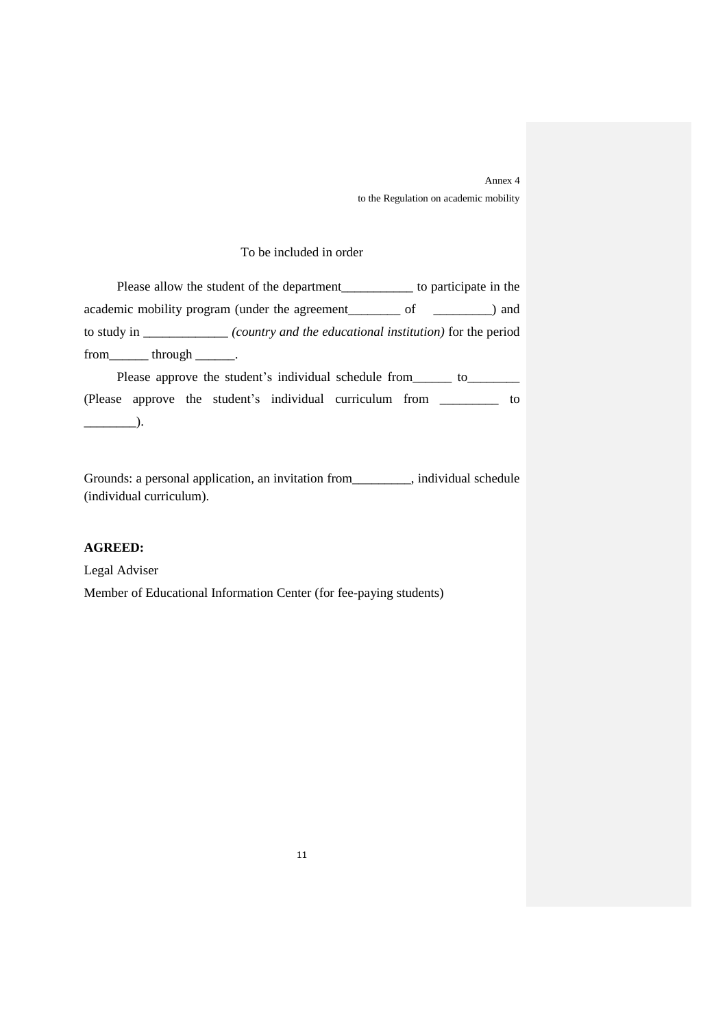Annex 4

to the Regulation on academic mobility

To be included in order

Please allow the student of the department___________ to participate in the academic mobility program (under the agreement________ of _________) and to study in _____________ *(country and the educational institution)* for the period from______ through ______.

Please approve the student's individual schedule from______ to________ (Please approve the student's individual curriculum from _________ to ________).

Grounds: a personal application, an invitation from_________, individual schedule (individual curriculum).

**AGREED:**

Legal Adviser

Member of Educational Information Center (for fee-paying students)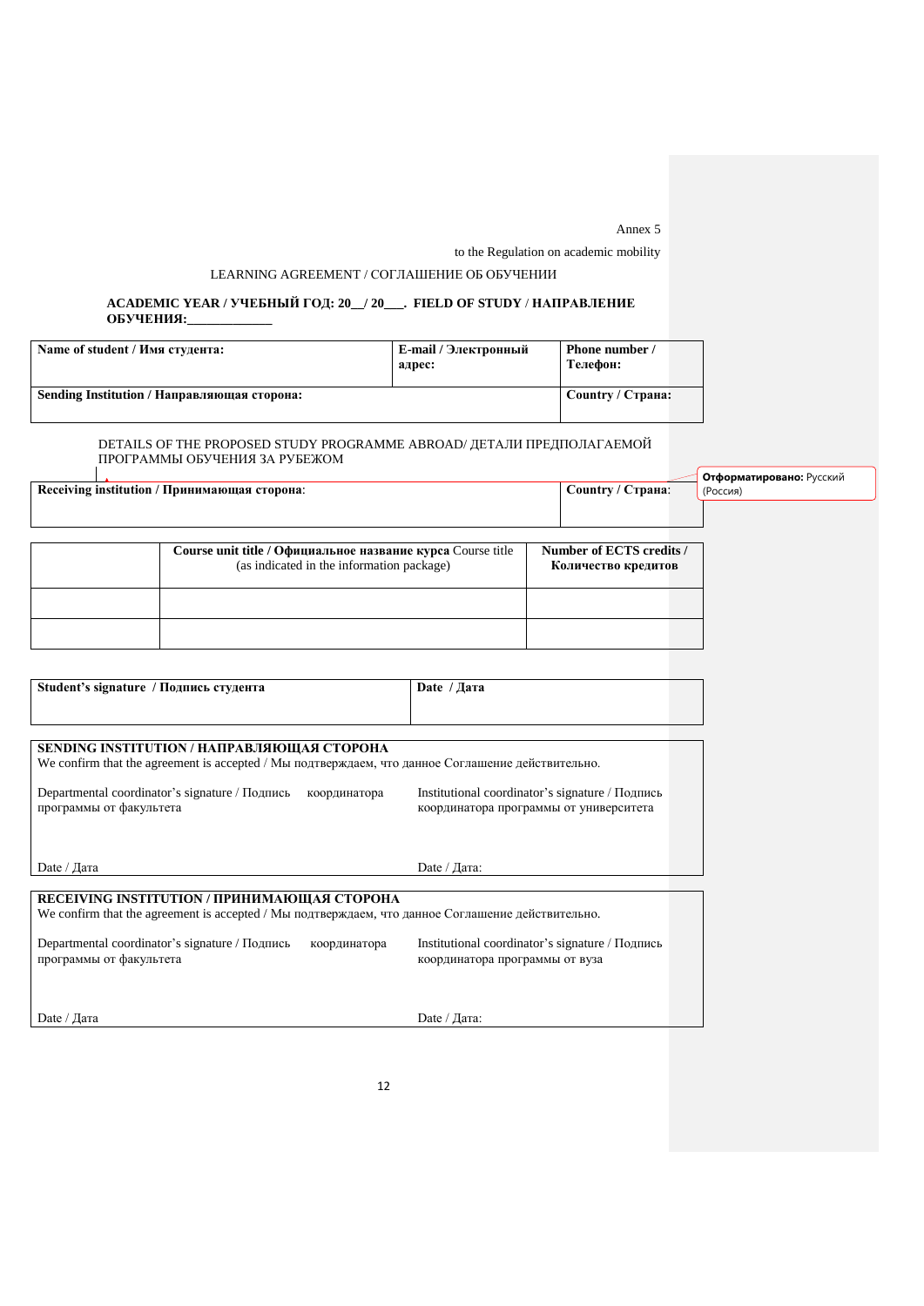Annex 5

to the Regulation on academic mobility

LEARNING AGREEMENT / СОГЛАШЕНИЕ ОБ ОБУЧЕНИИ

**ACADEMIC YEAR / УЧЕБНЫЙ ГОД: 20__/ 20___. FIELD OF STUDY / НАПРАВЛЕНИЕ ОБУЧЕНИЯ:____________**

| **Name of student / Имя студента:** | **E-mail / Электронный адрес:** | **Phone number / Телефон:** |
|---|---|---|
| **Sending Institution / Направляющая сторона:** | | **Country / Страна:** |

DETAILS OF THE PROPOSED STUDY PROGRAMME ABROAD/ ДЕТАЛИ ПРЕДПОЛАГАЕМОЙ ПРОГРАММЫ ОБУЧЕНИЯ ЗА РУБЕЖОМ

| **Receiving institution / Принимающая сторона**: | **Country / Страна**: |
|---|---|
| | |

| | **Course unit title / Официальное название курса** Course title (as indicated in the information package) | **Number of ECTS credits / Количество кредитов** |
|---|---|---|
| | | |
| | | |

| **Student's signature / Подпись студента** | **Date / Дата** |
|---|---|
| | |

**SENDING INSTITUTION / НАПРАВЛЯЮЩАЯ СТОРОНА**

We confirm that the agreement is accepted / Мы подтверждаем, что данное Соглашение действительно.

| Departmental coordinator's signature / Подпись координатора программы от факультета | Institutional coordinator's signature / Подпись координатора программы от университета |
|---|---|
| Date / Дата | Date / Дата: |

**RECEIVING INSTITUTION / ПРИНИМАЮЩАЯ СТОРОНА**

We confirm that the agreement is accepted / Мы подтверждаем, что данное Соглашение действительно.

| Departmental coordinator's signature / Подпись координатора программы от факультета | Institutional coordinator's signature / Подпись координатора программы от вуза |
|---|---|
| Date / Дата | Date / Дата: |

**Отформатировано:** Русский (Россия)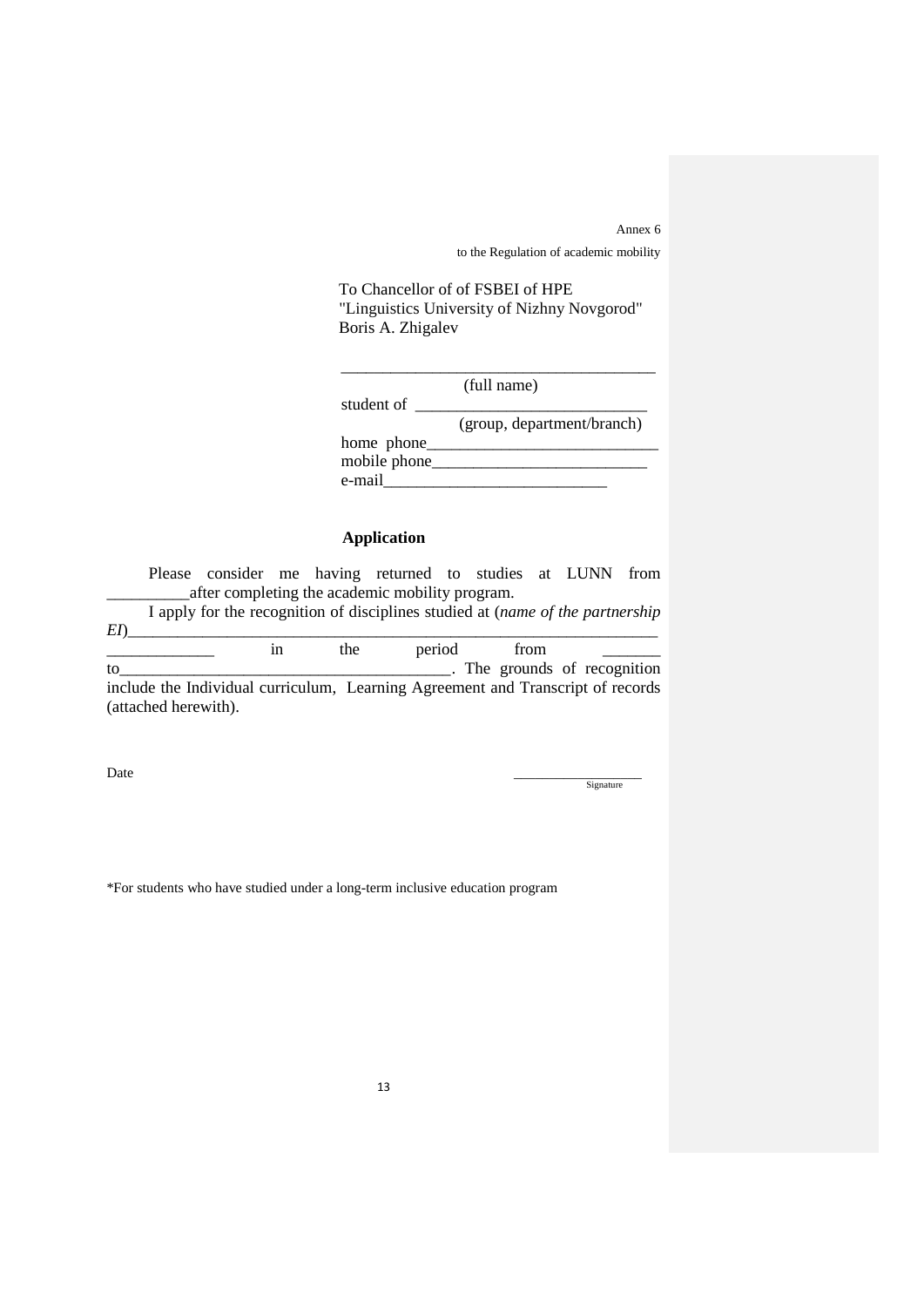Annex 6

to the Regulation of academic mobility

To Chancellor of of FSBEI of HPE
"Linguistics University of Nizhny Novgorod"
Boris A. Zhigalev

_____________________________________
(full name)

student of ____________________________
(group, department/branch)

home phone____________________________

mobile phone__________________________

e-mail___________________________

**Application**

Please consider me having returned to studies at LUNN from __________after completing the academic mobility program.

I apply for the recognition of disciplines studied at (*name of the partnership EI*)_________________________________________________________________
_____________ in the period from _______ to_______________________________________. The grounds of recognition include the Individual curriculum, Learning Agreement and Transcript of records (attached herewith).

Date

_________________
Signature

*For students who have studied under a long-term inclusive education program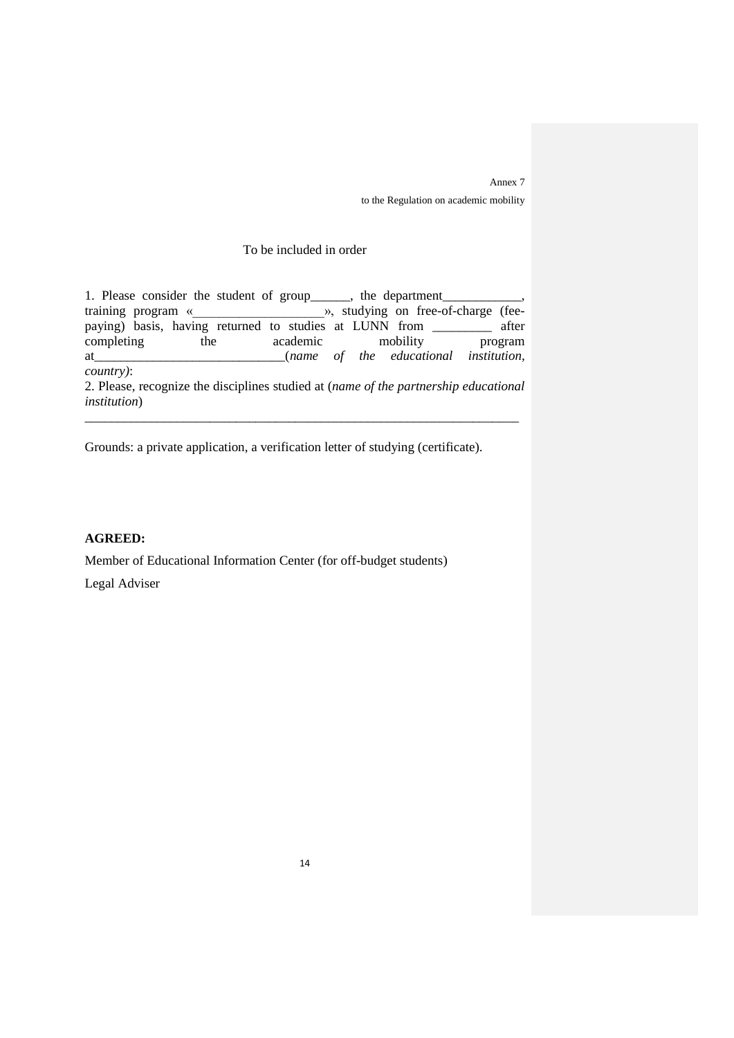Annex 7

to the Regulation on academic mobility

To be included in order

1. Please consider the student of group______, the department____________, training program «___________________», studying on free-of-charge (fee-paying) basis, having returned to studies at LUNN from _________ after completing the academic mobility program at____________________________(*name of the educational institution, country)*:

2. Please, recognize the disciplines studied at (*name of the partnership educational institution*)

_________________________________________________________________

Grounds: a private application, a verification letter of studying (certificate).

**AGREED:**

Member of Educational Information Center (for off-budget students)

Legal Adviser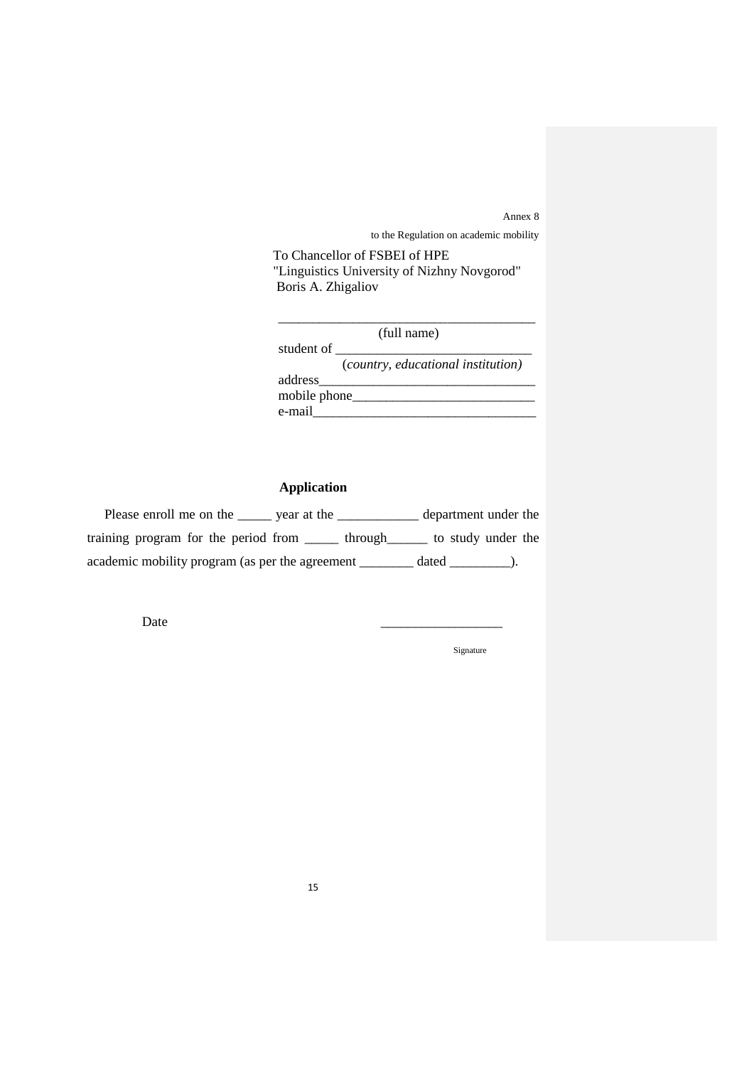Annex 8

to the Regulation on academic mobility

To Chancellor of FSBEI of HPE
"Linguistics University of Nizhny Novgorod"
Boris A. Zhigaliov

_______________________________________
(full name)
student of _____________________________
(*country, educational institution)*
address________________________________
mobile phone___________________________
e-mail_________________________________

**Application**

Please enroll me on the _____ year at the ____________ department under the training program for the period from _____ through______ to study under the academic mobility program (as per the agreement ________ dated _________).

Date __________________

Signature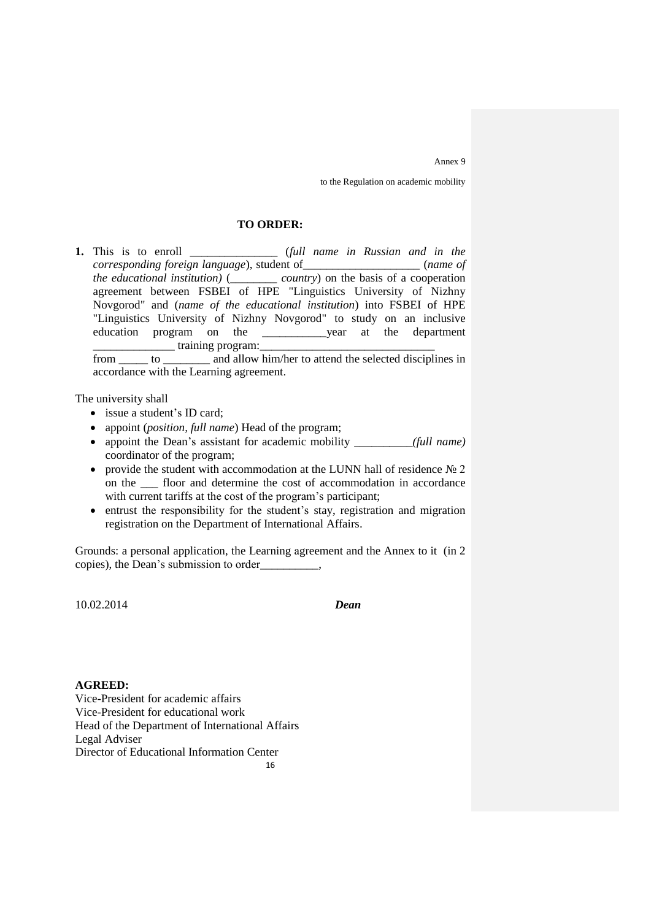Annex 9

to the Regulation on academic mobility

**TO ORDER:**

**1.** This is to enroll _______________ (*full name in Russian and in the corresponding foreign language*), student of____________________ (*name of the educational institution)* (________ *country*) on the basis of a cooperation agreement between FSBEI of HPE "Linguistics University of Nizhny Novgorod" and (*name of the educational institution*) into FSBEI of HPE "Linguistics University of Nizhny Novgorod" to study on an inclusive education program on the ___________year at the department ______________ training program:______________________________ from _____ to ________ and allow him/her to attend the selected disciplines in accordance with the Learning agreement.

The university shall

- issue a student's ID card;
- appoint (*position, full name*) Head of the program;
- appoint the Dean's assistant for academic mobility __________*(full name)* coordinator of the program;
- provide the student with accommodation at the LUNN hall of residence № 2 on the ___ floor and determine the cost of accommodation in accordance with current tariffs at the cost of the program's participant;
- entrust the responsibility for the student's stay, registration and migration registration on the Department of International Affairs.

Grounds: a personal application, the Learning agreement and the Annex to it (in 2 copies), the Dean's submission to order__________,

10.02.2014 ***Dean***

**AGREED:**
Vice-President for academic affairs
Vice-President for educational work
Head of the Department of International Affairs
Legal Adviser
Director of Educational Information Center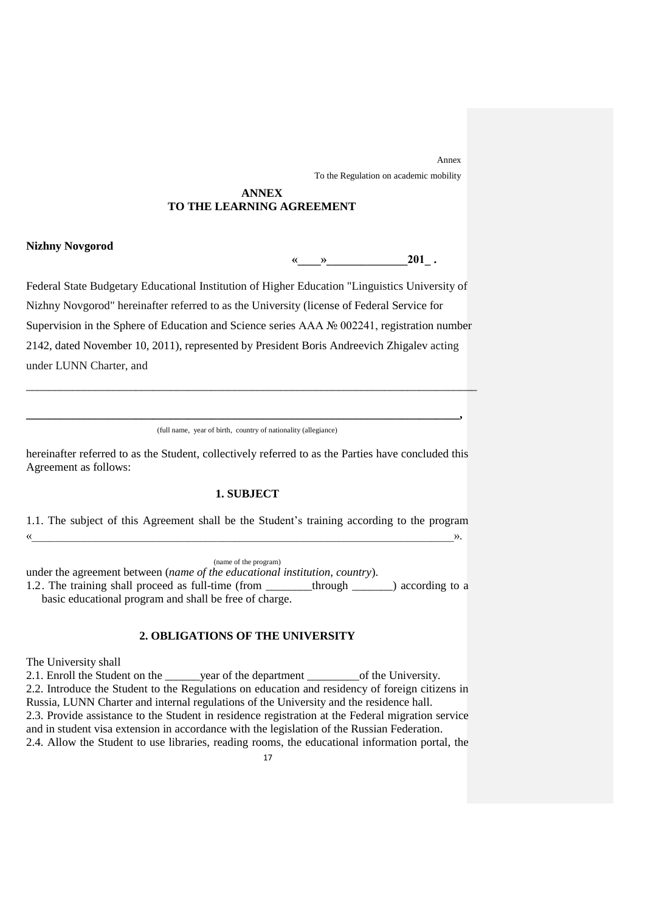Annex

To the Regulation on academic mobility

**ANNEX**
**TO THE LEARNING AGREEMENT**

**Nizhny Novgorod**

**«\_\_\_\_»\_\_\_\_\_\_\_\_\_\_\_\_\_\_201\_ .**

Federal State Budgetary Educational Institution of Higher Education "Linguistics University of Nizhny Novgorod" hereinafter referred to as the University (license of Federal Service for Supervision in the Sphere of Education and Science series AAA № 002241, registration number 2142, dated November 10, 2011), represented by President Boris Andreevich Zhigalev acting under LUNN Charter, and

\_\_\_\_\_\_\_\_\_\_\_\_\_\_\_\_\_\_\_\_\_\_\_\_\_\_\_\_\_\_\_\_\_\_\_\_\_\_\_\_\_\_\_\_\_\_\_\_\_\_\_\_\_\_\_\_\_\_\_\_\_\_\_\_\_\_\_\_\_\_\_\_\_\_\_\_\_\_

\_\_\_\_\_\_\_\_\_\_\_\_\_\_\_\_\_\_\_\_\_\_\_\_\_\_\_\_\_\_\_\_\_\_\_\_\_\_\_\_\_\_\_\_\_\_\_\_\_\_\_\_\_\_\_\_\_\_\_\_\_\_\_\_\_\_\_\_\_\_\_\_\_\_\_,

(full name, year of birth, country of nationality (allegiance)

hereinafter referred to as the Student, collectively referred to as the Parties have concluded this Agreement as follows:

### 1. SUBJECT

1.1. The subject of this Agreement shall be the Student's training according to the program «\_\_\_\_\_\_\_\_\_\_\_\_\_\_\_\_\_\_\_\_\_\_\_\_\_\_\_\_\_\_\_\_\_\_\_\_\_\_\_\_\_\_\_\_\_\_\_\_\_\_\_\_\_\_\_\_\_\_\_\_\_\_\_\_\_\_\_\_\_\_».

(name of the program)

under the agreement between (*name of the educational institution, country*).

1.2. The training shall proceed as full-time (from \_\_\_\_\_\_\_\_through \_\_\_\_\_\_\_) according to a basic educational program and shall be free of charge.

### 2. OBLIGATIONS OF THE UNIVERSITY

The University shall

2.1. Enroll the Student on the \_\_\_\_\_\_year of the department \_\_\_\_\_\_\_\_\_of the University.

2.2. Introduce the Student to the Regulations on education and residency of foreign citizens in Russia, LUNN Charter and internal regulations of the University and the residence hall.

2.3. Provide assistance to the Student in residence registration at the Federal migration service and in student visa extension in accordance with the legislation of the Russian Federation.

2.4. Allow the Student to use libraries, reading rooms, the educational information portal, the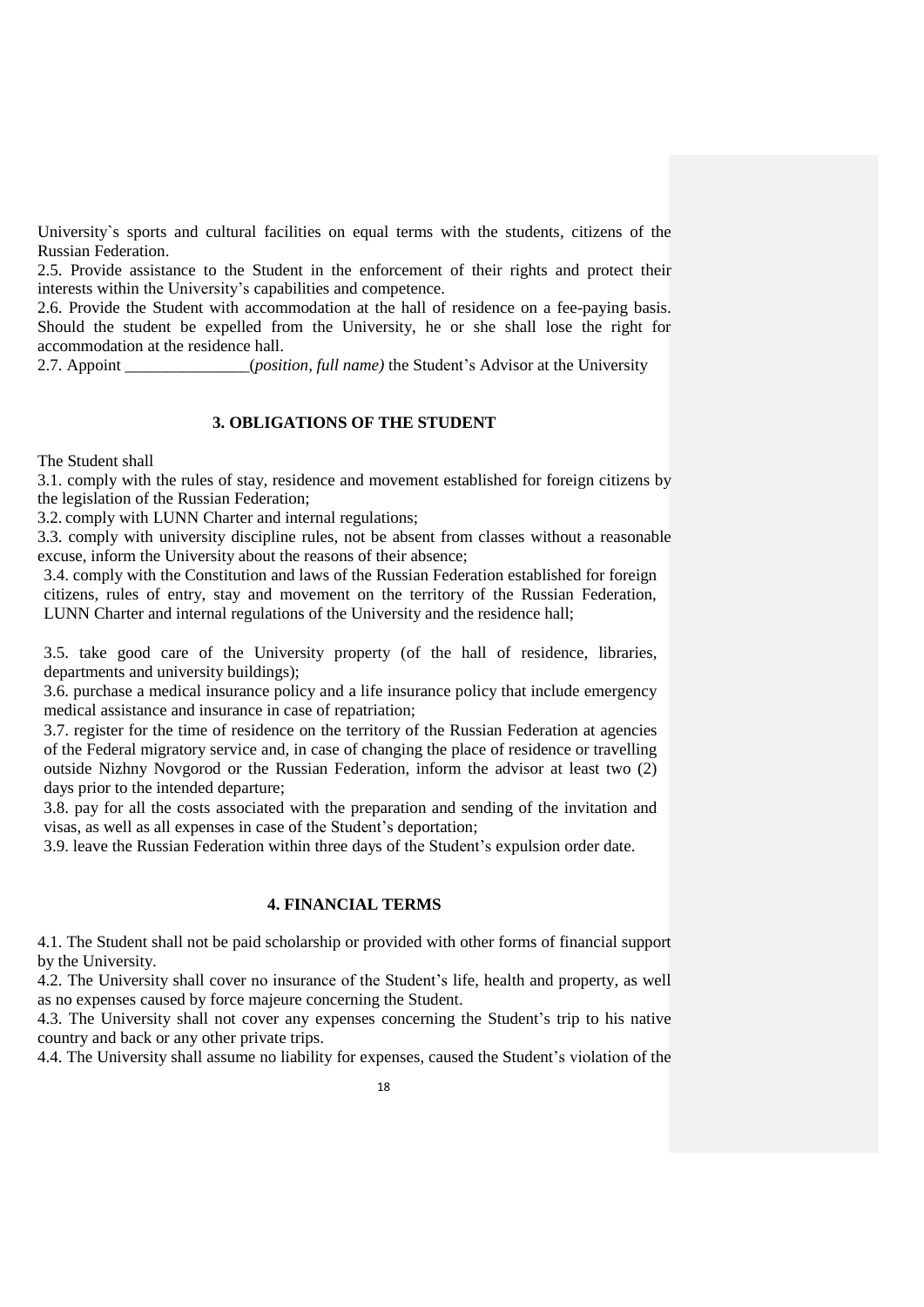University`s sports and cultural facilities on equal terms with the students, citizens of the Russian Federation.

2.5. Provide assistance to the Student in the enforcement of their rights and protect their interests within the University's capabilities and competence.

2.6. Provide the Student with accommodation at the hall of residence on a fee-paying basis. Should the student be expelled from the University, he or she shall lose the right for accommodation at the residence hall.

2.7. Appoint _______________(*position, full name)* the Student's Advisor at the University

## 3. OBLIGATIONS OF THE STUDENT

The Student shall

3.1. comply with the rules of stay, residence and movement established for foreign citizens by the legislation of the Russian Federation;

3.2. comply with LUNN Charter and internal regulations;

3.3. comply with university discipline rules, not be absent from classes without a reasonable excuse, inform the University about the reasons of their absence;

3.4. comply with the Constitution and laws of the Russian Federation established for foreign citizens, rules of entry, stay and movement on the territory of the Russian Federation, LUNN Charter and internal regulations of the University and the residence hall;

3.5. take good care of the University property (of the hall of residence, libraries, departments and university buildings);

3.6. purchase a medical insurance policy and a life insurance policy that include emergency medical assistance and insurance in case of repatriation;

3.7. register for the time of residence on the territory of the Russian Federation at agencies of the Federal migratory service and, in case of changing the place of residence or travelling outside Nizhny Novgorod or the Russian Federation, inform the advisor at least two (2) days prior to the intended departure;

3.8. pay for all the costs associated with the preparation and sending of the invitation and visas, as well as all expenses in case of the Student's deportation;

3.9. leave the Russian Federation within three days of the Student's expulsion order date.

## 4. FINANCIAL TERMS

4.1. The Student shall not be paid scholarship or provided with other forms of financial support by the University.

4.2. The University shall cover no insurance of the Student's life, health and property, as well as no expenses caused by force majeure concerning the Student.

4.3. The University shall not cover any expenses concerning the Student's trip to his native country and back or any other private trips.

4.4. The University shall assume no liability for expenses, caused the Student's violation of the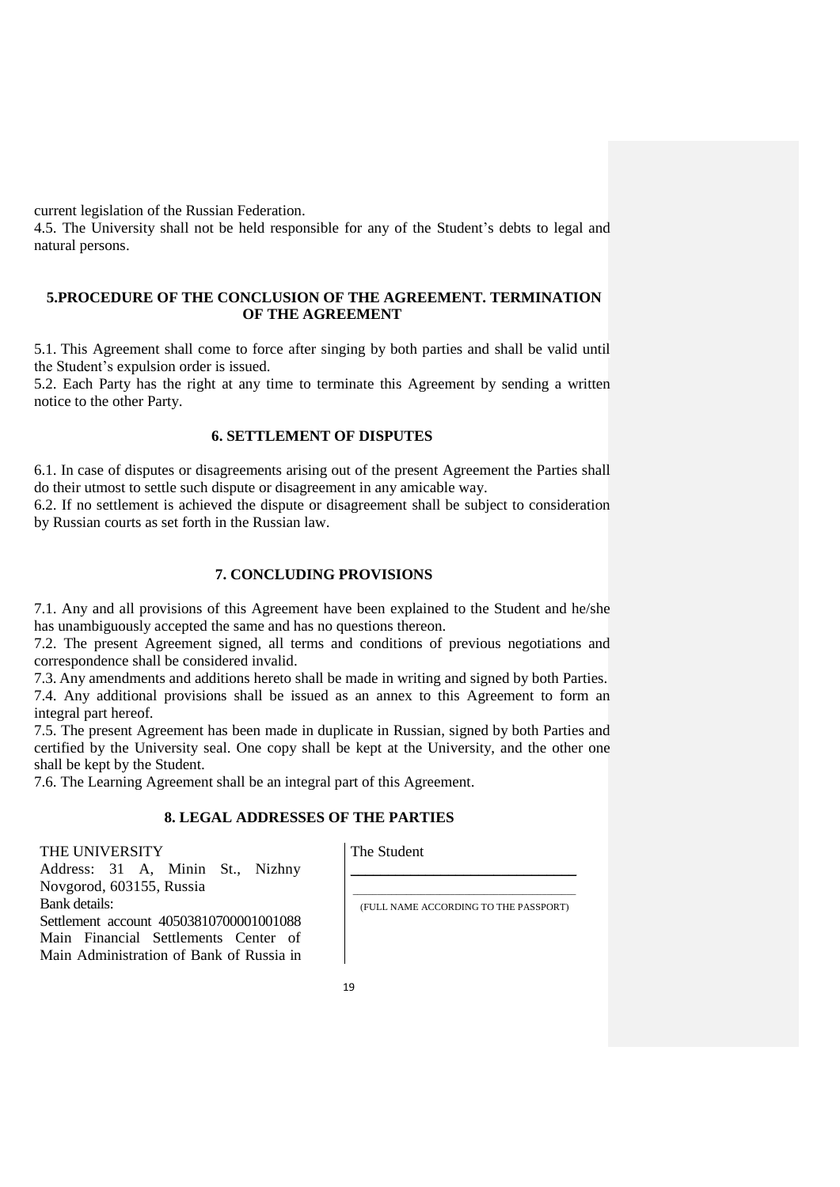current legislation of the Russian Federation.

4.5. The University shall not be held responsible for any of the Student's debts to legal and natural persons.

## 5.PROCEDURE OF THE CONCLUSION OF THE AGREEMENT. TERMINATION OF THE AGREEMENT

5.1. This Agreement shall come to force after singing by both parties and shall be valid until the Student's expulsion order is issued.

5.2. Each Party has the right at any time to terminate this Agreement by sending a written notice to the other Party.

## 6. SETTLEMENT OF DISPUTES

6.1. In case of disputes or disagreements arising out of the present Agreement the Parties shall do their utmost to settle such dispute or disagreement in any amicable way.

6.2. If no settlement is achieved the dispute or disagreement shall be subject to consideration by Russian courts as set forth in the Russian law.

## 7. CONCLUDING PROVISIONS

7.1. Any and all provisions of this Agreement have been explained to the Student and he/she has unambiguously accepted the same and has no questions thereon.

7.2. The present Agreement signed, all terms and conditions of previous negotiations and correspondence shall be considered invalid.

7.3. Any amendments and additions hereto shall be made in writing and signed by both Parties.

7.4. Any additional provisions shall be issued as an annex to this Agreement to form an integral part hereof.

7.5. The present Agreement has been made in duplicate in Russian, signed by both Parties and certified by the University seal. One copy shall be kept at the University, and the other one shall be kept by the Student.

7.6. The Learning Agreement shall be an integral part of this Agreement.

## 8. LEGAL ADDRESSES OF THE PARTIES

| THE UNIVERSITY | The Student |
|---|---|
| Address: 31 A, Minin St., Nizhny Novgorod, 603155, Russia<br>Bank details:<br>Settlement account 40503810700001001088 Main Financial Settlements Center of Main Administration of Bank of Russia in | \_\_\_\_\_\_\_\_\_\_\_\_\_\_\_\_\_\_\_\_\_\_\_\_\_\_\_\_\_\_<br>(FULL NAME ACCORDING TO THE PASSPORT) |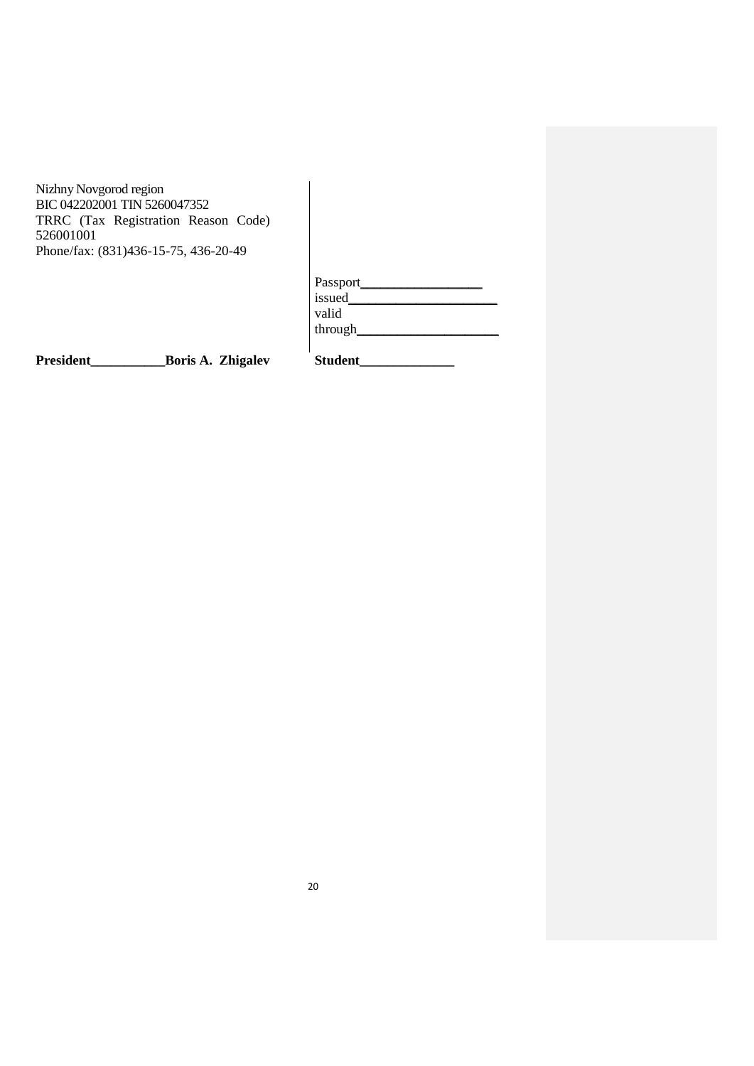| | |
|---|---|
| Nizhny Novgorod region<br>BIC 042202001 TIN 5260047352<br>TRRC (Tax Registration Reason Code) 526001001<br>Phone/fax: (831)436-15-75, 436-20-49 | Passport_________________<br>issued_____________________<br>valid through____________________ |
| **President___________Boris A. Zhigalev** | **Student______________** |